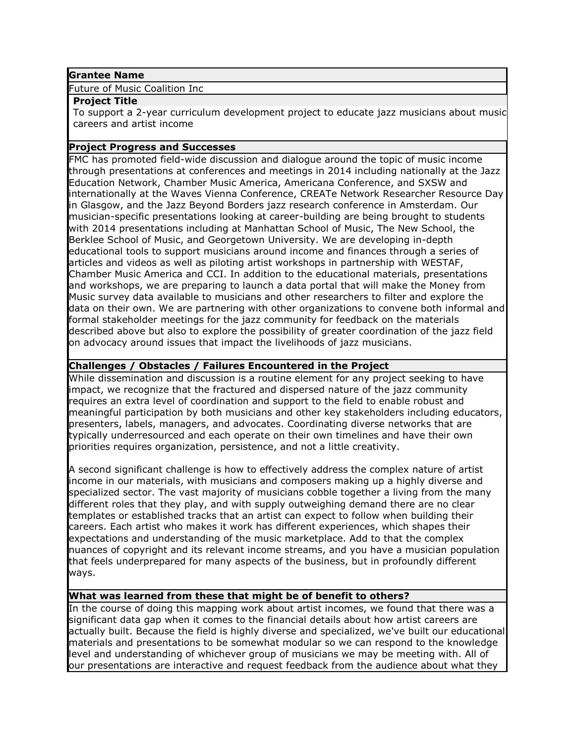**Grantee Name**

Future of Music Coalition Inc

**Project Title**

To support a 2-year curriculum development project to educate jazz musicians about music careers and artist income

**Project Progress and Successes**

FMC has promoted field-wide discussion and dialogue around the topic of music income through presentations at conferences and meetings in 2014 including nationally at the Jazz Education Network, Chamber Music America, Americana Conference, and SXSW and internationally at the Waves Vienna Conference, CREATe Network Researcher Resource Day in Glasgow, and the Jazz Beyond Borders jazz research conference in Amsterdam. Our musician-specific presentations looking at career-building are being brought to students with 2014 presentations including at Manhattan School of Music, The New School, the Berklee School of Music, and Georgetown University. We are developing in-depth educational tools to support musicians around income and finances through a series of articles and videos as well as piloting artist workshops in partnership with WESTAF, Chamber Music America and CCI. In addition to the educational materials, presentations and workshops, we are preparing to launch a data portal that will make the Money from Music survey data available to musicians and other researchers to filter and explore the data on their own. We are partnering with other organizations to convene both informal and formal stakeholder meetings for the jazz community for feedback on the materials described above but also to explore the possibility of greater coordination of the jazz field on advocacy around issues that impact the livelihoods of jazz musicians.

**Challenges / Obstacles / Failures Encountered in the Project**

While dissemination and discussion is a routine element for any project seeking to have impact, we recognize that the fractured and dispersed nature of the jazz community requires an extra level of coordination and support to the field to enable robust and meaningful participation by both musicians and other key stakeholders including educators, presenters, labels, managers, and advocates. Coordinating diverse networks that are typically underresourced and each operate on their own timelines and have their own priorities requires organization, persistence, and not a little creativity.

A second significant challenge is how to effectively address the complex nature of artist income in our materials, with musicians and composers making up a highly diverse and specialized sector. The vast majority of musicians cobble together a living from the many different roles that they play, and with supply outweighing demand there are no clear templates or established tracks that an artist can expect to follow when building their careers. Each artist who makes it work has different experiences, which shapes their expectations and understanding of the music marketplace. Add to that the complex nuances of copyright and its relevant income streams, and you have a musician population that feels underprepared for many aspects of the business, but in profoundly different ways.

**What was learned from these that might be of benefit to others?**

In the course of doing this mapping work about artist incomes, we found that there was a significant data gap when it comes to the financial details about how artist careers are actually built. Because the field is highly diverse and specialized, we've built our educational materials and presentations to be somewhat modular so we can respond to the knowledge level and understanding of whichever group of musicians we may be meeting with. All of our presentations are interactive and request feedback from the audience about what they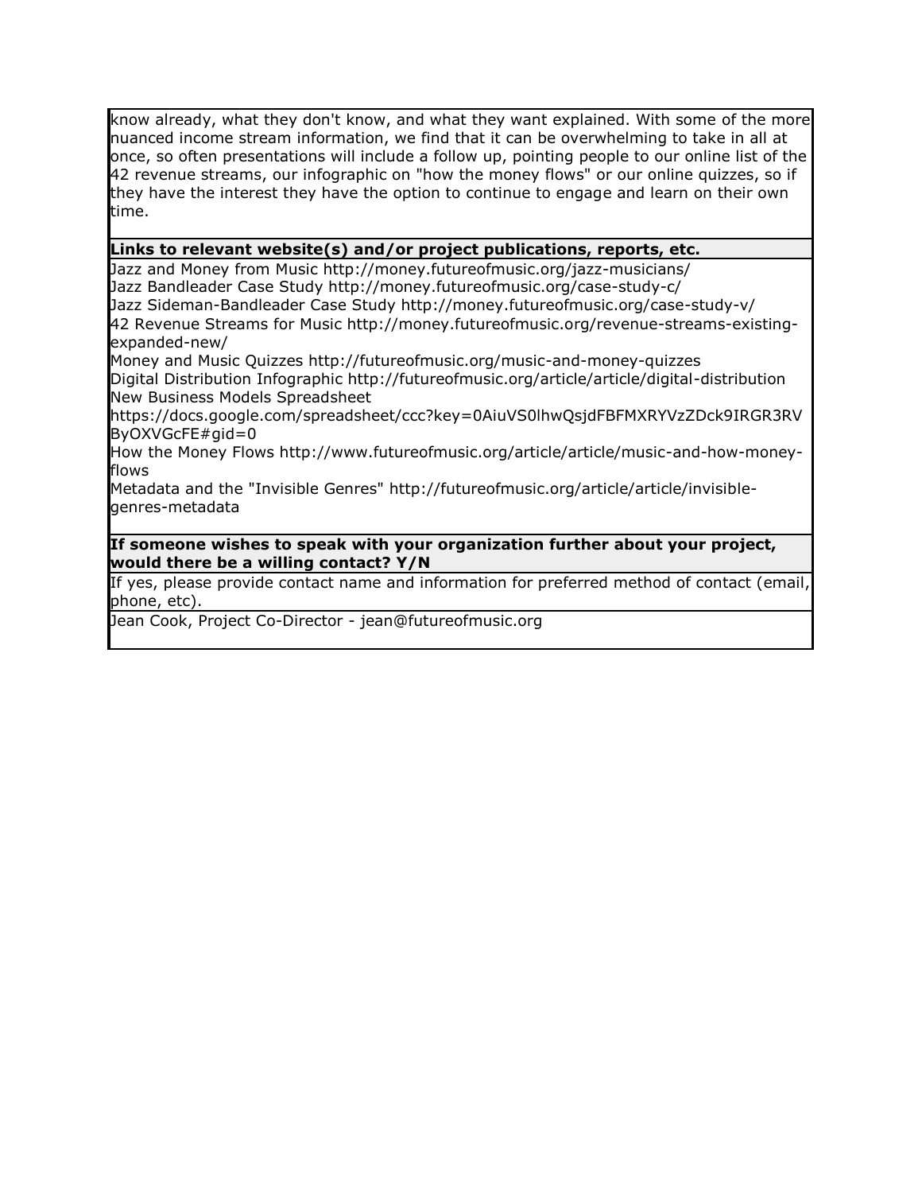know already, what they don't know, and what they want explained. With some of the more nuanced income stream information, we find that it can be overwhelming to take in all at once, so often presentations will include a follow up, pointing people to our online list of the 42 revenue streams, our infographic on "how the money flows" or our online quizzes, so if they have the interest they have the option to continue to engage and learn on their own time.

**Links to relevant website(s) and/or project publications, reports, etc.**

Jazz and Money from Music http://money.futureofmusic.org/jazz-musicians/
Jazz Bandleader Case Study http://money.futureofmusic.org/case-study-c/
Jazz Sideman-Bandleader Case Study http://money.futureofmusic.org/case-study-v/
42 Revenue Streams for Music http://money.futureofmusic.org/revenue-streams-existing-expanded-new/
Money and Music Quizzes http://futureofmusic.org/music-and-money-quizzes
Digital Distribution Infographic http://futureofmusic.org/article/article/digital-distribution
New Business Models Spreadsheet
https://docs.google.com/spreadsheet/ccc?key=0AiuVS0lhwQsjdFBFMXRYVzZDck9IRGR3RVByOXVGcFE#gid=0
How the Money Flows http://www.futureofmusic.org/article/article/music-and-how-money-flows
Metadata and the "Invisible Genres" http://futureofmusic.org/article/article/invisible-genres-metadata

**If someone wishes to speak with your organization further about your project, would there be a willing contact? Y/N**

If yes, please provide contact name and information for preferred method of contact (email, phone, etc).

Jean Cook, Project Co-Director - jean@futureofmusic.org